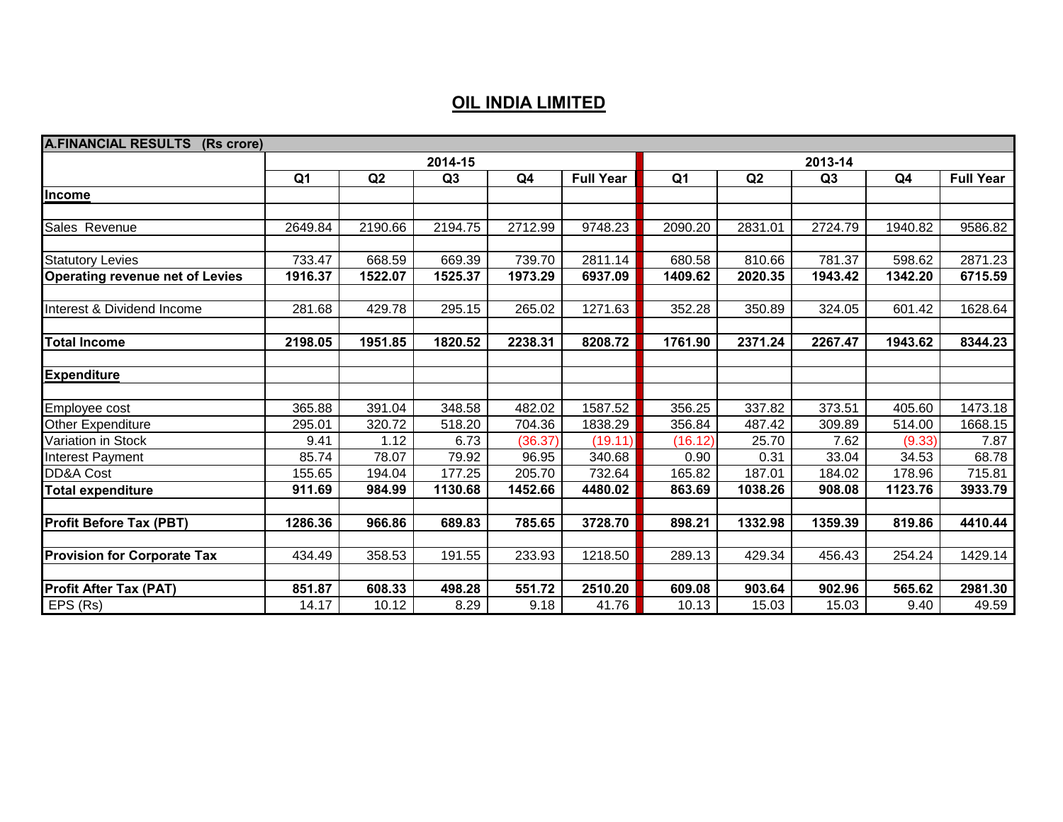# OIL INDIA LIMITED

| A.FINANCIAL RESULTS (Rs crore) | | | | | | | | | | |
|---|---|---|---|---|---|---|---|---|---|---|
| | 2014-15 | | | | | 2013-14 | | | | |
| | Q1 | Q2 | Q3 | Q4 | Full Year | Q1 | Q2 | Q3 | Q4 | Full Year |
| **Income** | | | | | | | | | | |
| Sales Revenue | 2649.84 | 2190.66 | 2194.75 | 2712.99 | 9748.23 | 2090.20 | 2831.01 | 2724.79 | 1940.82 | 9586.82 |
| Statutory Levies | 733.47 | 668.59 | 669.39 | 739.70 | 2811.14 | 680.58 | 810.66 | 781.37 | 598.62 | 2871.23 |
| **Operating revenue net of Levies** | **1916.37** | **1522.07** | **1525.37** | **1973.29** | **6937.09** | **1409.62** | **2020.35** | **1943.42** | **1342.20** | **6715.59** |
| Interest & Dividend Income | 281.68 | 429.78 | 295.15 | 265.02 | 1271.63 | 352.28 | 350.89 | 324.05 | 601.42 | 1628.64 |
| **Total Income** | **2198.05** | **1951.85** | **1820.52** | **2238.31** | **8208.72** | **1761.90** | **2371.24** | **2267.47** | **1943.62** | **8344.23** |
| **Expenditure** | | | | | | | | | | |
| Employee cost | 365.88 | 391.04 | 348.58 | 482.02 | 1587.52 | 356.25 | 337.82 | 373.51 | 405.60 | 1473.18 |
| Other Expenditure | 295.01 | 320.72 | 518.20 | 704.36 | 1838.29 | 356.84 | 487.42 | 309.89 | 514.00 | 1668.15 |
| Variation in Stock | 9.41 | 1.12 | 6.73 | (36.37) | (19.11) | (16.12) | 25.70 | 7.62 | (9.33) | 7.87 |
| Interest Payment | 85.74 | 78.07 | 79.92 | 96.95 | 340.68 | 0.90 | 0.31 | 33.04 | 34.53 | 68.78 |
| DD&A Cost | 155.65 | 194.04 | 177.25 | 205.70 | 732.64 | 165.82 | 187.01 | 184.02 | 178.96 | 715.81 |
| **Total expenditure** | **911.69** | **984.99** | **1130.68** | **1452.66** | **4480.02** | **863.69** | **1038.26** | **908.08** | **1123.76** | **3933.79** |
| **Profit Before Tax (PBT)** | **1286.36** | **966.86** | **689.83** | **785.65** | **3728.70** | **898.21** | **1332.98** | **1359.39** | **819.86** | **4410.44** |
| **Provision for Corporate Tax** | 434.49 | 358.53 | 191.55 | 233.93 | 1218.50 | 289.13 | 429.34 | 456.43 | 254.24 | 1429.14 |
| **Profit After Tax (PAT)** | **851.87** | **608.33** | **498.28** | **551.72** | **2510.20** | **609.08** | **903.64** | **902.96** | **565.62** | **2981.30** |
| EPS (Rs) | 14.17 | 10.12 | 8.29 | 9.18 | 41.76 | 10.13 | 15.03 | 15.03 | 9.40 | 49.59 |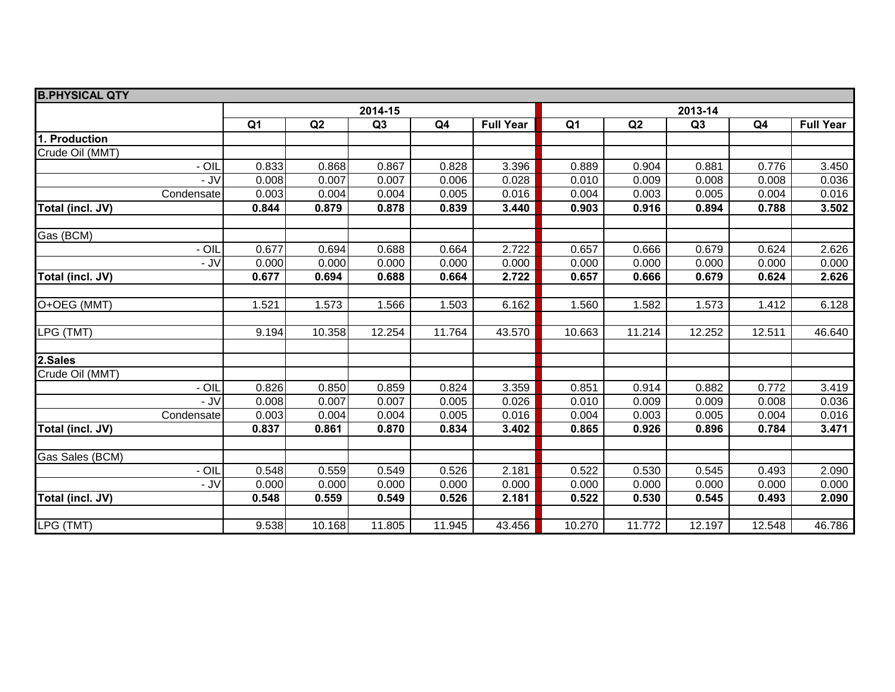| B.PHYSICAL QTY | | | | | | | | | | |
|---|---|---|---|---|---|---|---|---|---|---|
| | 2014-15 | | | | | 2013-14 | | | | |
| | Q1 | Q2 | Q3 | Q4 | Full Year | Q1 | Q2 | Q3 | Q4 | Full Year |
| **1. Production** | | | | | | | | | | |
| Crude Oil (MMT) | | | | | | | | | | |
| - OIL | 0.833 | 0.868 | 0.867 | 0.828 | 3.396 | 0.889 | 0.904 | 0.881 | 0.776 | 3.450 |
| - JV | 0.008 | 0.007 | 0.007 | 0.006 | 0.028 | 0.010 | 0.009 | 0.008 | 0.008 | 0.036 |
| Condensate | 0.003 | 0.004 | 0.004 | 0.005 | 0.016 | 0.004 | 0.003 | 0.005 | 0.004 | 0.016 |
| **Total (incl. JV)** | **0.844** | **0.879** | **0.878** | **0.839** | **3.440** | **0.903** | **0.916** | **0.894** | **0.788** | **3.502** |
| | | | | | | | | | | |
| Gas (BCM) | | | | | | | | | | |
| - OIL | 0.677 | 0.694 | 0.688 | 0.664 | 2.722 | 0.657 | 0.666 | 0.679 | 0.624 | 2.626 |
| - JV | 0.000 | 0.000 | 0.000 | 0.000 | 0.000 | 0.000 | 0.000 | 0.000 | 0.000 | 0.000 |
| **Total (incl. JV)** | **0.677** | **0.694** | **0.688** | **0.664** | **2.722** | **0.657** | **0.666** | **0.679** | **0.624** | **2.626** |
| | | | | | | | | | | |
| O+OEG (MMT) | 1.521 | 1.573 | 1.566 | 1.503 | 6.162 | 1.560 | 1.582 | 1.573 | 1.412 | 6.128 |
| | | | | | | | | | | |
| LPG (TMT) | 9.194 | 10.358 | 12.254 | 11.764 | 43.570 | 10.663 | 11.214 | 12.252 | 12.511 | 46.640 |
| | | | | | | | | | | |
| **2.Sales** | | | | | | | | | | |
| Crude Oil (MMT) | | | | | | | | | | |
| - OIL | 0.826 | 0.850 | 0.859 | 0.824 | 3.359 | 0.851 | 0.914 | 0.882 | 0.772 | 3.419 |
| - JV | 0.008 | 0.007 | 0.007 | 0.005 | 0.026 | 0.010 | 0.009 | 0.009 | 0.008 | 0.036 |
| Condensate | 0.003 | 0.004 | 0.004 | 0.005 | 0.016 | 0.004 | 0.003 | 0.005 | 0.004 | 0.016 |
| **Total (incl. JV)** | **0.837** | **0.861** | **0.870** | **0.834** | **3.402** | **0.865** | **0.926** | **0.896** | **0.784** | **3.471** |
| | | | | | | | | | | |
| Gas Sales (BCM) | | | | | | | | | | |
| - OIL | 0.548 | 0.559 | 0.549 | 0.526 | 2.181 | 0.522 | 0.530 | 0.545 | 0.493 | 2.090 |
| - JV | 0.000 | 0.000 | 0.000 | 0.000 | 0.000 | 0.000 | 0.000 | 0.000 | 0.000 | 0.000 |
| **Total (incl. JV)** | **0.548** | **0.559** | **0.549** | **0.526** | **2.181** | **0.522** | **0.530** | **0.545** | **0.493** | **2.090** |
| | | | | | | | | | | |
| LPG (TMT) | 9.538 | 10.168 | 11.805 | 11.945 | 43.456 | 10.270 | 11.772 | 12.197 | 12.548 | 46.786 |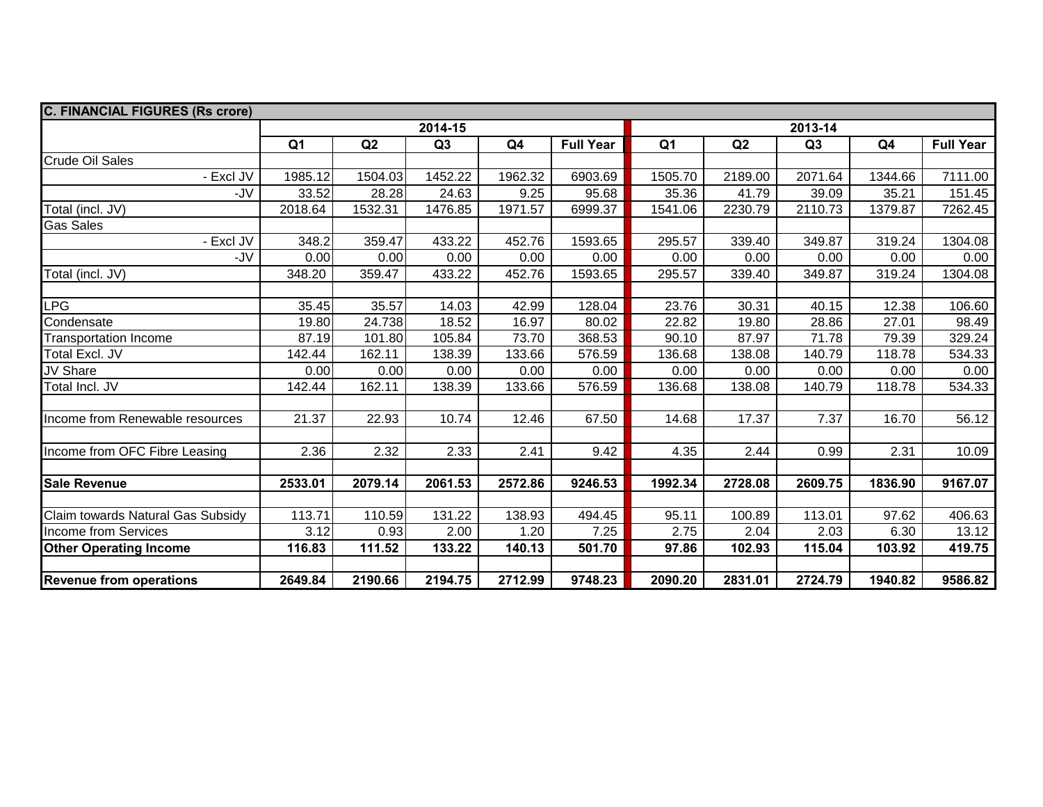| C. FINANCIAL FIGURES (Rs crore) | | | | | | | | | | |
|---|---|---|---|---|---|---|---|---|---|---|
| | 2014-15 | | | | | 2013-14 | | | | |
| | Q1 | Q2 | Q3 | Q4 | Full Year | Q1 | Q2 | Q3 | Q4 | Full Year |
| Crude Oil Sales | | | | | | | | | | |
| - Excl JV | 1985.12 | 1504.03 | 1452.22 | 1962.32 | 6903.69 | 1505.70 | 2189.00 | 2071.64 | 1344.66 | 7111.00 |
| -JV | 33.52 | 28.28 | 24.63 | 9.25 | 95.68 | 35.36 | 41.79 | 39.09 | 35.21 | 151.45 |
| Total (incl. JV) | 2018.64 | 1532.31 | 1476.85 | 1971.57 | 6999.37 | 1541.06 | 2230.79 | 2110.73 | 1379.87 | 7262.45 |
| Gas Sales | | | | | | | | | | |
| - Excl JV | 348.2 | 359.47 | 433.22 | 452.76 | 1593.65 | 295.57 | 339.40 | 349.87 | 319.24 | 1304.08 |
| -JV | 0.00 | 0.00 | 0.00 | 0.00 | 0.00 | 0.00 | 0.00 | 0.00 | 0.00 | 0.00 |
| Total (incl. JV) | 348.20 | 359.47 | 433.22 | 452.76 | 1593.65 | 295.57 | 339.40 | 349.87 | 319.24 | 1304.08 |
| | | | | | | | | | | |
| LPG | 35.45 | 35.57 | 14.03 | 42.99 | 128.04 | 23.76 | 30.31 | 40.15 | 12.38 | 106.60 |
| Condensate | 19.80 | 24.738 | 18.52 | 16.97 | 80.02 | 22.82 | 19.80 | 28.86 | 27.01 | 98.49 |
| Transportation Income | 87.19 | 101.80 | 105.84 | 73.70 | 368.53 | 90.10 | 87.97 | 71.78 | 79.39 | 329.24 |
| Total Excl. JV | 142.44 | 162.11 | 138.39 | 133.66 | 576.59 | 136.68 | 138.08 | 140.79 | 118.78 | 534.33 |
| JV Share | 0.00 | 0.00 | 0.00 | 0.00 | 0.00 | 0.00 | 0.00 | 0.00 | 0.00 | 0.00 |
| Total Incl. JV | 142.44 | 162.11 | 138.39 | 133.66 | 576.59 | 136.68 | 138.08 | 140.79 | 118.78 | 534.33 |
| | | | | | | | | | | |
| Income from Renewable resources | 21.37 | 22.93 | 10.74 | 12.46 | 67.50 | 14.68 | 17.37 | 7.37 | 16.70 | 56.12 |
| | | | | | | | | | | |
| Income from OFC Fibre Leasing | 2.36 | 2.32 | 2.33 | 2.41 | 9.42 | 4.35 | 2.44 | 0.99 | 2.31 | 10.09 |
| | | | | | | | | | | |
| **Sale Revenue** | **2533.01** | **2079.14** | **2061.53** | **2572.86** | **9246.53** | **1992.34** | **2728.08** | **2609.75** | **1836.90** | **9167.07** |
| | | | | | | | | | | |
| Claim towards Natural Gas Subsidy | 113.71 | 110.59 | 131.22 | 138.93 | 494.45 | 95.11 | 100.89 | 113.01 | 97.62 | 406.63 |
| Income from Services | 3.12 | 0.93 | 2.00 | 1.20 | 7.25 | 2.75 | 2.04 | 2.03 | 6.30 | 13.12 |
| **Other Operating Income** | **116.83** | **111.52** | **133.22** | **140.13** | **501.70** | **97.86** | **102.93** | **115.04** | **103.92** | **419.75** |
| | | | | | | | | | | |
| **Revenue from operations** | **2649.84** | **2190.66** | **2194.75** | **2712.99** | **9748.23** | **2090.20** | **2831.01** | **2724.79** | **1940.82** | **9586.82** |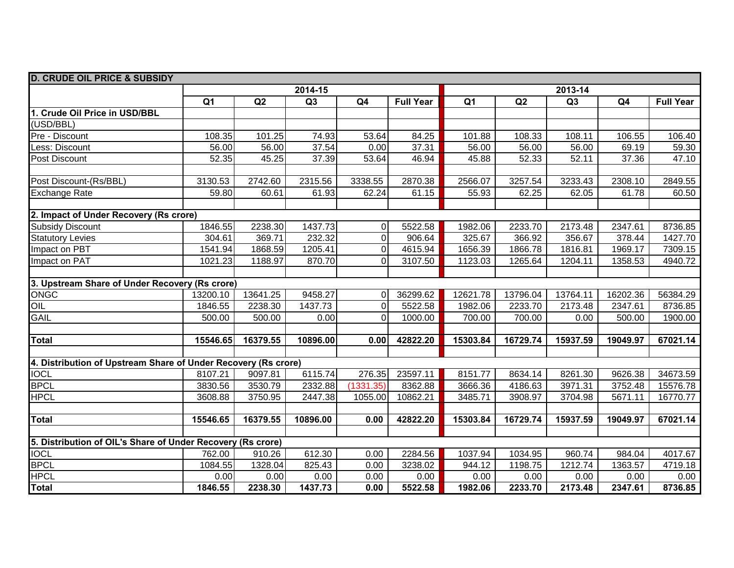| D. CRUDE OIL PRICE & SUBSIDY | | | | | | | | | | |
|---|---|---|---|---|---|---|---|---|---|---|
| | 2014-15 | | | | | 2013-14 | | | | |
| | Q1 | Q2 | Q3 | Q4 | Full Year | Q1 | Q2 | Q3 | Q4 | Full Year |
| **1. Crude Oil Price in USD/BBL** | | | | | | | | | | |
| (USD/BBL) | | | | | | | | | | |
| Pre - Discount | 108.35 | 101.25 | 74.93 | 53.64 | 84.25 | 101.88 | 108.33 | 108.11 | 106.55 | 106.40 |
| Less: Discount | 56.00 | 56.00 | 37.54 | 0.00 | 37.31 | 56.00 | 56.00 | 56.00 | 69.19 | 59.30 |
| Post Discount | 52.35 | 45.25 | 37.39 | 53.64 | 46.94 | 45.88 | 52.33 | 52.11 | 37.36 | 47.10 |
| | | | | | | | | | | |
| Post Discount-(Rs/BBL) | 3130.53 | 2742.60 | 2315.56 | 3338.55 | 2870.38 | 2566.07 | 3257.54 | 3233.43 | 2308.10 | 2849.55 |
| Exchange Rate | 59.80 | 60.61 | 61.93 | 62.24 | 61.15 | 55.93 | 62.25 | 62.05 | 61.78 | 60.50 |
| | | | | | | | | | | |
| **2. Impact of Under Recovery (Rs crore)** | | | | | | | | | | |
| Subsidy Discount | 1846.55 | 2238.30 | 1437.73 | 0 | 5522.58 | 1982.06 | 2233.70 | 2173.48 | 2347.61 | 8736.85 |
| Statutory Levies | 304.61 | 369.71 | 232.32 | 0 | 906.64 | 325.67 | 366.92 | 356.67 | 378.44 | 1427.70 |
| Impact on PBT | 1541.94 | 1868.59 | 1205.41 | 0 | 4615.94 | 1656.39 | 1866.78 | 1816.81 | 1969.17 | 7309.15 |
| Impact on PAT | 1021.23 | 1188.97 | 870.70 | 0 | 3107.50 | 1123.03 | 1265.64 | 1204.11 | 1358.53 | 4940.72 |
| | | | | | | | | | | |
| **3. Upstream Share of Under Recovery (Rs crore)** | | | | | | | | | | |
| ONGC | 13200.10 | 13641.25 | 9458.27 | 0 | 36299.62 | 12621.78 | 13796.04 | 13764.11 | 16202.36 | 56384.29 |
| OIL | 1846.55 | 2238.30 | 1437.73 | 0 | 5522.58 | 1982.06 | 2233.70 | 2173.48 | 2347.61 | 8736.85 |
| GAIL | 500.00 | 500.00 | 0.00 | 0 | 1000.00 | 700.00 | 700.00 | 0.00 | 500.00 | 1900.00 |
| | | | | | | | | | | |
| **Total** | **15546.65** | **16379.55** | **10896.00** | **0.00** | **42822.20** | **15303.84** | **16729.74** | **15937.59** | **19049.97** | **67021.14** |
| | | | | | | | | | | |
| **4. Distribution of Upstream Share of Under Recovery (Rs crore)** | | | | | | | | | | |
| IOCL | 8107.21 | 9097.81 | 6115.74 | 276.35 | 23597.11 | 8151.77 | 8634.14 | 8261.30 | 9626.38 | 34673.59 |
| BPCL | 3830.56 | 3530.79 | 2332.88 | (1331.35) | 8362.88 | 3666.36 | 4186.63 | 3971.31 | 3752.48 | 15576.78 |
| HPCL | 3608.88 | 3750.95 | 2447.38 | 1055.00 | 10862.21 | 3485.71 | 3908.97 | 3704.98 | 5671.11 | 16770.77 |
| | | | | | | | | | | |
| **Total** | **15546.65** | **16379.55** | **10896.00** | **0.00** | **42822.20** | **15303.84** | **16729.74** | **15937.59** | **19049.97** | **67021.14** |
| | | | | | | | | | | |
| **5. Distribution of OIL's Share of Under Recovery (Rs crore)** | | | | | | | | | | |
| IOCL | 762.00 | 910.26 | 612.30 | 0.00 | 2284.56 | 1037.94 | 1034.95 | 960.74 | 984.04 | 4017.67 |
| BPCL | 1084.55 | 1328.04 | 825.43 | 0.00 | 3238.02 | 944.12 | 1198.75 | 1212.74 | 1363.57 | 4719.18 |
| HPCL | 0.00 | 0.00 | 0.00 | 0.00 | 0.00 | 0.00 | 0.00 | 0.00 | 0.00 | 0.00 |
| **Total** | **1846.55** | **2238.30** | **1437.73** | **0.00** | **5522.58** | **1982.06** | **2233.70** | **2173.48** | **2347.61** | **8736.85** |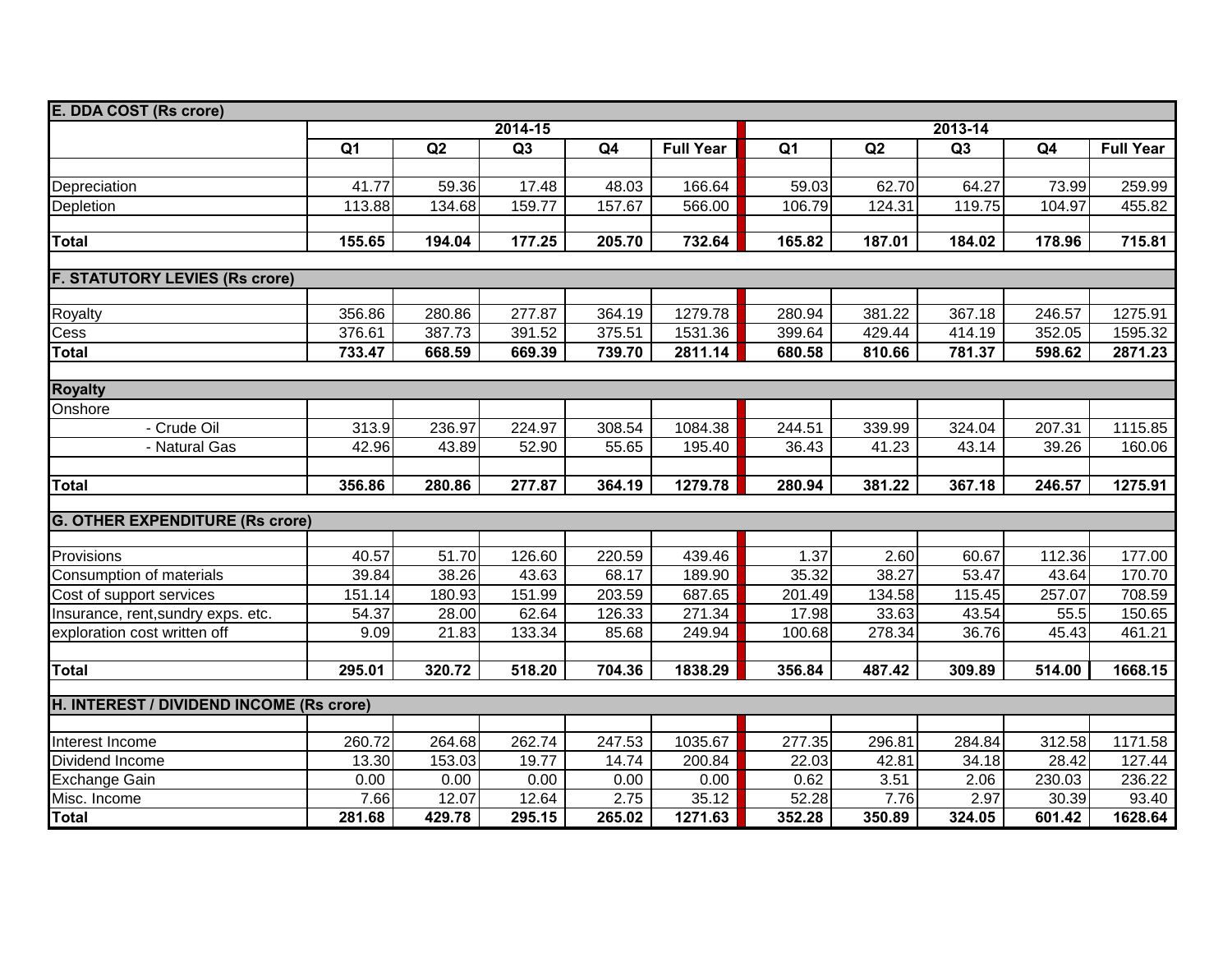| E. DDA COST (Rs crore) | | | | | | | | | | |
|---|---|---|---|---|---|---|---|---|---|---|
| | 2014-15 | | | | | 2013-14 | | | | |
| | Q1 | Q2 | Q3 | Q4 | Full Year | Q1 | Q2 | Q3 | Q4 | Full Year |
| Depreciation | 41.77 | 59.36 | 17.48 | 48.03 | 166.64 | 59.03 | 62.70 | 64.27 | 73.99 | 259.99 |
| Depletion | 113.88 | 134.68 | 159.77 | 157.67 | 566.00 | 106.79 | 124.31 | 119.75 | 104.97 | 455.82 |
| **Total** | **155.65** | **194.04** | **177.25** | **205.70** | **732.64** | **165.82** | **187.01** | **184.02** | **178.96** | **715.81** |
| **F. STATUTORY LEVIES (Rs crore)** | | | | | | | | | | |
| Royalty | 356.86 | 280.86 | 277.87 | 364.19 | 1279.78 | 280.94 | 381.22 | 367.18 | 246.57 | 1275.91 |
| Cess | 376.61 | 387.73 | 391.52 | 375.51 | 1531.36 | 399.64 | 429.44 | 414.19 | 352.05 | 1595.32 |
| **Total** | **733.47** | **668.59** | **669.39** | **739.70** | **2811.14** | **680.58** | **810.66** | **781.37** | **598.62** | **2871.23** |
| **Royalty** | | | | | | | | | | |
| Onshore | | | | | | | | | | |
| - Crude Oil | 313.9 | 236.97 | 224.97 | 308.54 | 1084.38 | 244.51 | 339.99 | 324.04 | 207.31 | 1115.85 |
| - Natural Gas | 42.96 | 43.89 | 52.90 | 55.65 | 195.40 | 36.43 | 41.23 | 43.14 | 39.26 | 160.06 |
| **Total** | **356.86** | **280.86** | **277.87** | **364.19** | **1279.78** | **280.94** | **381.22** | **367.18** | **246.57** | **1275.91** |
| **G. OTHER EXPENDITURE (Rs crore)** | | | | | | | | | | |
| Provisions | 40.57 | 51.70 | 126.60 | 220.59 | 439.46 | 1.37 | 2.60 | 60.67 | 112.36 | 177.00 |
| Consumption of materials | 39.84 | 38.26 | 43.63 | 68.17 | 189.90 | 35.32 | 38.27 | 53.47 | 43.64 | 170.70 |
| Cost of support services | 151.14 | 180.93 | 151.99 | 203.59 | 687.65 | 201.49 | 134.58 | 115.45 | 257.07 | 708.59 |
| Insurance, rent,sundry exps. etc. | 54.37 | 28.00 | 62.64 | 126.33 | 271.34 | 17.98 | 33.63 | 43.54 | 55.5 | 150.65 |
| exploration cost written off | 9.09 | 21.83 | 133.34 | 85.68 | 249.94 | 100.68 | 278.34 | 36.76 | 45.43 | 461.21 |
| **Total** | **295.01** | **320.72** | **518.20** | **704.36** | **1838.29** | **356.84** | **487.42** | **309.89** | **514.00** | **1668.15** |
| **H. INTEREST / DIVIDEND INCOME (Rs crore)** | | | | | | | | | | |
| Interest Income | 260.72 | 264.68 | 262.74 | 247.53 | 1035.67 | 277.35 | 296.81 | 284.84 | 312.58 | 1171.58 |
| Dividend Income | 13.30 | 153.03 | 19.77 | 14.74 | 200.84 | 22.03 | 42.81 | 34.18 | 28.42 | 127.44 |
| Exchange Gain | 0.00 | 0.00 | 0.00 | 0.00 | 0.00 | 0.62 | 3.51 | 2.06 | 230.03 | 236.22 |
| Misc. Income | 7.66 | 12.07 | 12.64 | 2.75 | 35.12 | 52.28 | 7.76 | 2.97 | 30.39 | 93.40 |
| **Total** | **281.68** | **429.78** | **295.15** | **265.02** | **1271.63** | **352.28** | **350.89** | **324.05** | **601.42** | **1628.64** |